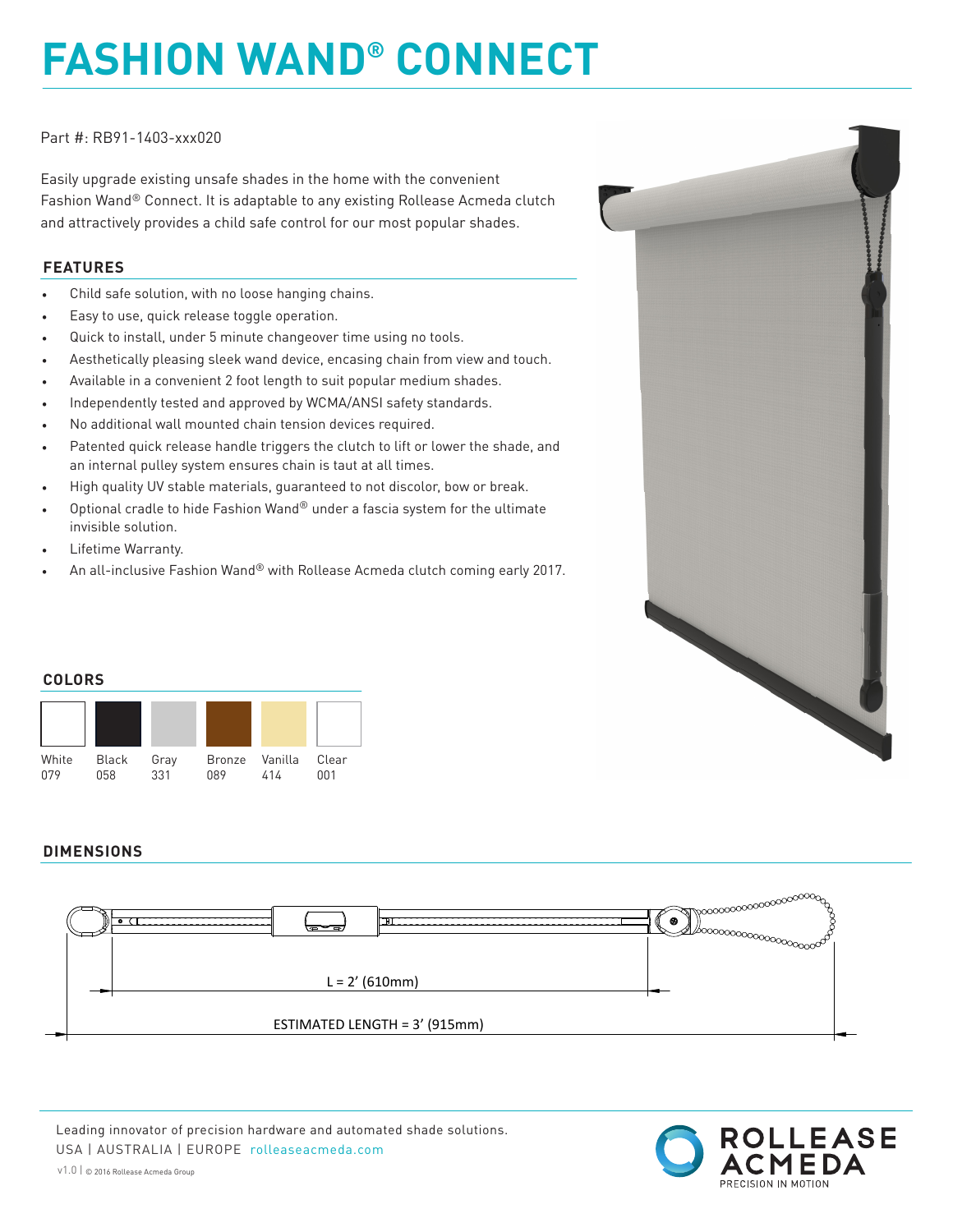# FASHION WAND® CONNECT

Part #: RB91-1403-xxx020

Easily upgrade existing unsafe shades in the home with the convenient Fashion Wand® Connect. It is adaptable to any existing Rollease Acmeda clutch and attractively provides a child safe control for our most popular shades.

## FEATURES

- Child safe solution, with no loose hanging chains.
- Easy to use, quick release toggle operation.
- Quick to install, under 5 minute changeover time using no tools.
- Aesthetically pleasing sleek wand device, encasing chain from view and touch.
- Available in a convenient 2 foot length to suit popular medium shades.
- Independently tested and approved by WCMA/ANSI safety standards.
- No additional wall mounted chain tension devices required.
- Patented quick release handle triggers the clutch to lift or lower the shade, and an internal pulley system ensures chain is taut at all times.
- High quality UV stable materials, guaranteed to not discolor, bow or break.
- Optional cradle to hide Fashion Wand® under a fascia system for the ultimate invisible solution.
- Lifetime Warranty.
- An all-inclusive Fashion Wand® with Rollease Acmeda clutch coming early 2017.

## COLORS

| White | Black | Gray | Bronze | Vanilla | Clear |
|---|---|---|---|---|---|
| 079 | 058 | 331 | 089 | 414 | 001 |

## DIMENSIONS

L = 2′ (610mm)

ESTIMATED LENGTH = 3′ (915mm)

Leading innovator of precision hardware and automated shade solutions.
USA | AUSTRALIA | EUROPE rolleaseacmeda.com

v1.0 | © 2016 Rollease Acmeda Group

ROLLEASE ACMEDA
PRECISION IN MOTION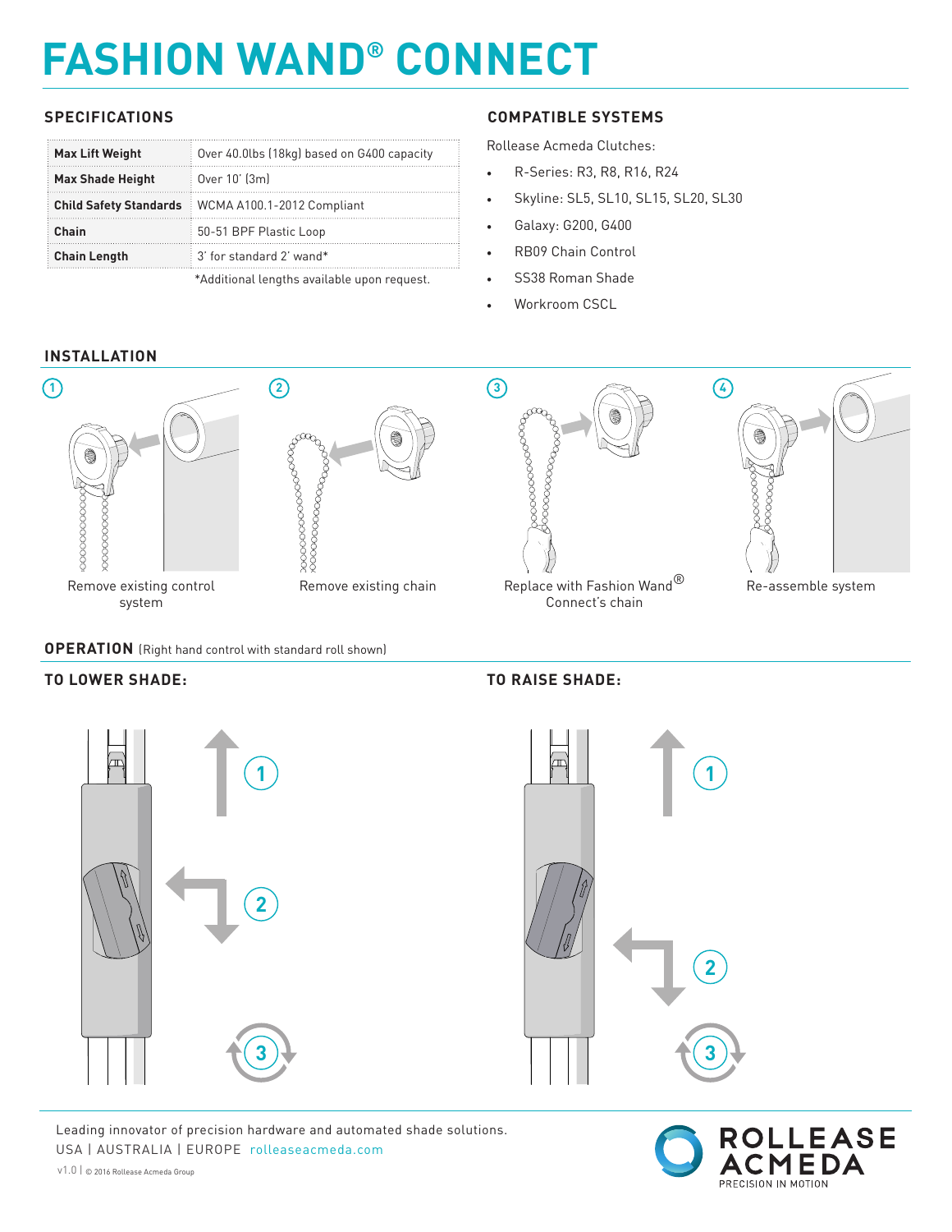# FASHION WAND® CONNECT

## SPECIFICATIONS

| | |
|---|---|
| **Max Lift Weight** | Over 40.0lbs (18kg) based on G400 capacity |
| **Max Shade Height** | Over 10' (3m) |
| **Child Safety Standards** | WCMA A100.1-2012 Compliant |
| **Chain** | 50-51 BPF Plastic Loop |
| **Chain Length** | 3' for standard 2' wand* |

*Additional lengths available upon request.

## COMPATIBLE SYSTEMS

Rollease Acmeda Clutches:

- R-Series: R3, R8, R16, R24
- Skyline: SL5, SL10, SL15, SL20, SL30
- Galaxy: G200, G400
- RB09 Chain Control
- SS38 Roman Shade
- Workroom CSCL

## INSTALLATION

1. Remove existing control system
2. Remove existing chain
3. Replace with Fashion Wand® Connect's chain
4. Re-assemble system

## OPERATION (Right hand control with standard roll shown)

### TO LOWER SHADE:

1

2

3

### TO RAISE SHADE:

1

2

3

Leading innovator of precision hardware and automated shade solutions.
USA | AUSTRALIA | EUROPE rolleaseacmeda.com

v1.0 | © 2016 Rollease Acmeda Group

ROLLEASE ACMEDA
PRECISION IN MOTION